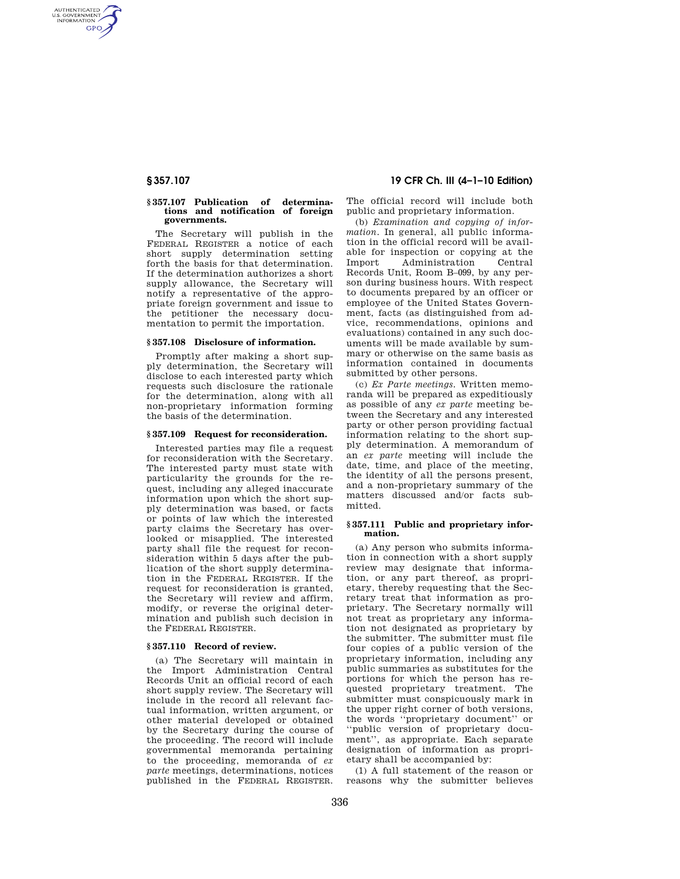### § 357.107 Publication of determinations and notification of foreign governments.

The Secretary will publish in the FEDERAL REGISTER a notice of each short supply determination setting forth the basis for that determination. If the determination authorizes a short supply allowance, the Secretary will notify a representative of the appropriate foreign government and issue to the petitioner the necessary documentation to permit the importation.

### § 357.108 Disclosure of information.

Promptly after making a short supply determination, the Secretary will disclose to each interested party which requests such disclosure the rationale for the determination, along with all non-proprietary information forming the basis of the determination.

### § 357.109 Request for reconsideration.

Interested parties may file a request for reconsideration with the Secretary. The interested party must state with particularity the grounds for the request, including any alleged inaccurate information upon which the short supply determination was based, or facts or points of law which the interested party claims the Secretary has overlooked or misapplied. The interested party shall file the request for reconsideration within 5 days after the publication of the short supply determination in the FEDERAL REGISTER. If the request for reconsideration is granted, the Secretary will review and affirm, modify, or reverse the original determination and publish such decision in the FEDERAL REGISTER.

### § 357.110 Record of review.

(a) The Secretary will maintain in the Import Administration Central Records Unit an official record of each short supply review. The Secretary will include in the record all relevant factual information, written argument, or other material developed or obtained by the Secretary during the course of the proceeding. The record will include governmental memoranda pertaining to the proceeding, memoranda of *ex parte* meetings, determinations, notices published in the FEDERAL REGISTER. The official record will include both public and proprietary information.

(b) *Examination and copying of information.* In general, all public information in the official record will be available for inspection or copying at the Import Administration Central Records Unit, Room B–099, by any person during business hours. With respect to documents prepared by an officer or employee of the United States Government, facts (as distinguished from advice, recommendations, opinions and evaluations) contained in any such documents will be made available by summary or otherwise on the same basis as information contained in documents submitted by other persons.

(c) *Ex Parte meetings.* Written memoranda will be prepared as expeditiously as possible of any *ex parte* meeting between the Secretary and any interested party or other person providing factual information relating to the short supply determination. A memorandum of an *ex parte* meeting will include the date, time, and place of the meeting, the identity of all the persons present, and a non-proprietary summary of the matters discussed and/or facts submitted.

### § 357.111 Public and proprietary information.

(a) Any person who submits information in connection with a short supply review may designate that information, or any part thereof, as proprietary, thereby requesting that the Secretary treat that information as proprietary. The Secretary normally will not treat as proprietary any information not designated as proprietary by the submitter. The submitter must file four copies of a public version of the proprietary information, including any public summaries as substitutes for the portions for which the person has requested proprietary treatment. The submitter must conspicuously mark in the upper right corner of both versions, the words ''proprietary document'' or ''public version of proprietary document'', as appropriate. Each separate designation of information as proprietary shall be accompanied by:

(1) A full statement of the reason or reasons why the submitter believes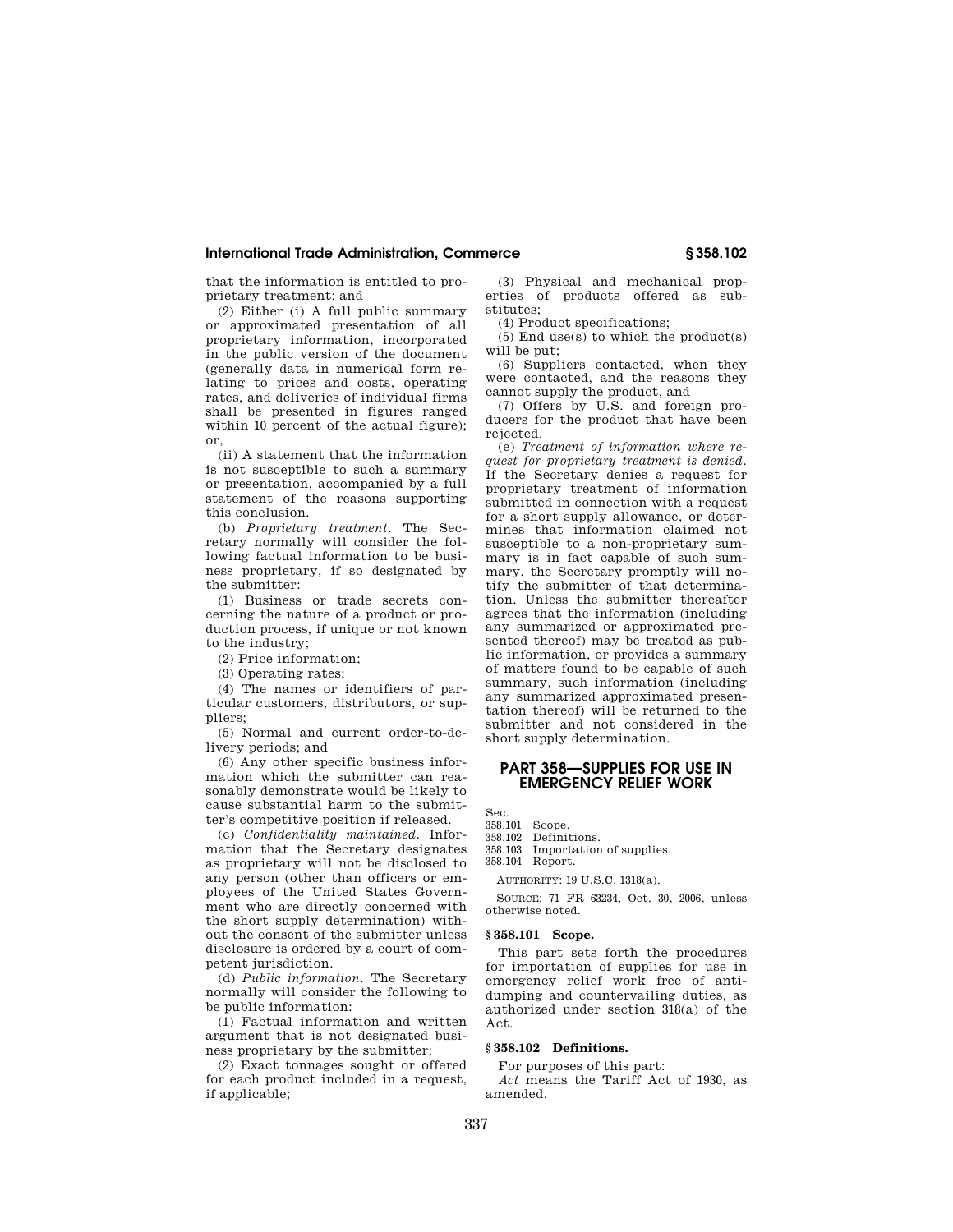that the information is entitled to proprietary treatment; and

(2) Either (i) A full public summary or approximated presentation of all proprietary information, incorporated in the public version of the document (generally data in numerical form relating to prices and costs, operating rates, and deliveries of individual firms shall be presented in figures ranged within 10 percent of the actual figure); or,

(ii) A statement that the information is not susceptible to such a summary or presentation, accompanied by a full statement of the reasons supporting this conclusion.

(b) *Proprietary treatment.* The Secretary normally will consider the following factual information to be business proprietary, if so designated by the submitter:

(1) Business or trade secrets concerning the nature of a product or production process, if unique or not known to the industry;

(2) Price information;

(3) Operating rates;

(4) The names or identifiers of particular customers, distributors, or suppliers;

(5) Normal and current order-to-delivery periods; and

(6) Any other specific business information which the submitter can reasonably demonstrate would be likely to cause substantial harm to the submitter's competitive position if released.

(c) *Confidentiality maintained.* Information that the Secretary designates as proprietary will not be disclosed to any person (other than officers or employees of the United States Government who are directly concerned with the short supply determination) without the consent of the submitter unless disclosure is ordered by a court of competent jurisdiction.

(d) *Public information.* The Secretary normally will consider the following to be public information:

(1) Factual information and written argument that is not designated business proprietary by the submitter;

(2) Exact tonnages sought or offered for each product included in a request, if applicable;

(3) Physical and mechanical properties of products offered as substitutes;

(4) Product specifications;

(5) End use(s) to which the product(s) will be put;

(6) Suppliers contacted, when they were contacted, and the reasons they cannot supply the product, and

(7) Offers by U.S. and foreign producers for the product that have been rejected.

(e) *Treatment of information where request for proprietary treatment is denied.* If the Secretary denies a request for proprietary treatment of information submitted in connection with a request for a short supply allowance, or determines that information claimed not susceptible to a non-proprietary summary is in fact capable of such summary, the Secretary promptly will notify the submitter of that determination. Unless the submitter thereafter agrees that the information (including any summarized or approximated presented thereof) may be treated as public information, or provides a summary of matters found to be capable of such summary, such information (including any summarized approximated presentation thereof) will be returned to the submitter and not considered in the short supply determination.

# PART 358—SUPPLIES FOR USE IN EMERGENCY RELIEF WORK

Sec.
358.101 Scope.
358.102 Definitions.
358.103 Importation of supplies.
358.104 Report.

AUTHORITY: 19 U.S.C. 1318(a).

SOURCE: 71 FR 63234, Oct. 30, 2006, unless otherwise noted.

### § 358.101 Scope.

This part sets forth the procedures for importation of supplies for use in emergency relief work free of antidumping and countervailing duties, as authorized under section 318(a) of the Act.

### § 358.102 Definitions.

For purposes of this part:

*Act* means the Tariff Act of 1930, as amended.